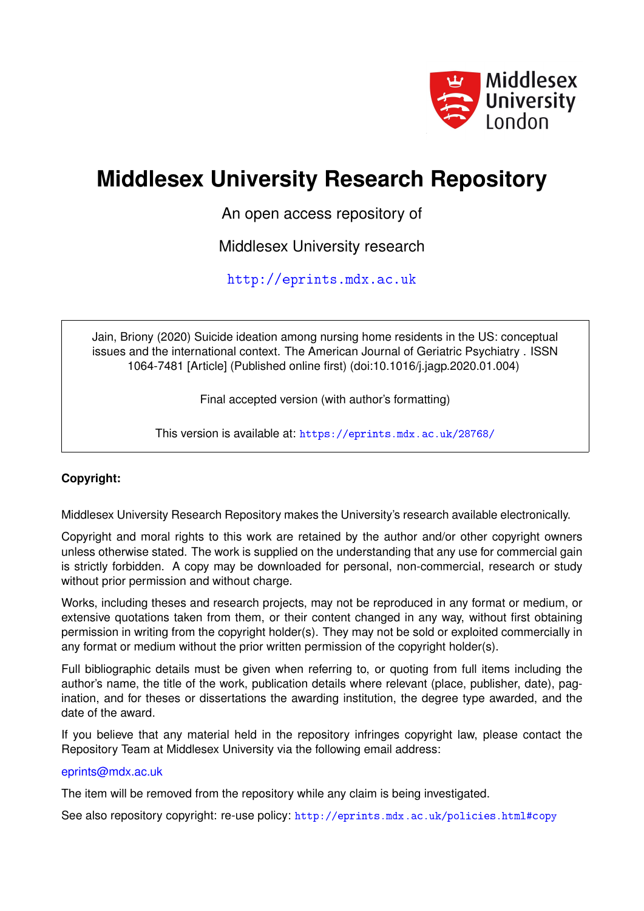# Middlesex University Research Repository

An open access repository of

Middlesex University research

http://eprints.mdx.ac.uk

Jain, Briony (2020) Suicide ideation among nursing home residents in the US: conceptual issues and the international context. The American Journal of Geriatric Psychiatry . ISSN 1064-7481 [Article] (Published online first) (doi:10.1016/j.jagp.2020.01.004)

Final accepted version (with author's formatting)

This version is available at: https://eprints.mdx.ac.uk/28768/

**Copyright:**

Middlesex University Research Repository makes the University's research available electronically.

Copyright and moral rights to this work are retained by the author and/or other copyright owners unless otherwise stated. The work is supplied on the understanding that any use for commercial gain is strictly forbidden. A copy may be downloaded for personal, non-commercial, research or study without prior permission and without charge.

Works, including theses and research projects, may not be reproduced in any format or medium, or extensive quotations taken from them, or their content changed in any way, without first obtaining permission in writing from the copyright holder(s). They may not be sold or exploited commercially in any format or medium without the prior written permission of the copyright holder(s).

Full bibliographic details must be given when referring to, or quoting from full items including the author's name, the title of the work, publication details where relevant (place, publisher, date), pagination, and for theses or dissertations the awarding institution, the degree type awarded, and the date of the award.

If you believe that any material held in the repository infringes copyright law, please contact the Repository Team at Middlesex University via the following email address:

eprints@mdx.ac.uk

The item will be removed from the repository while any claim is being investigated.

See also repository copyright: re-use policy: http://eprints.mdx.ac.uk/policies.html#copy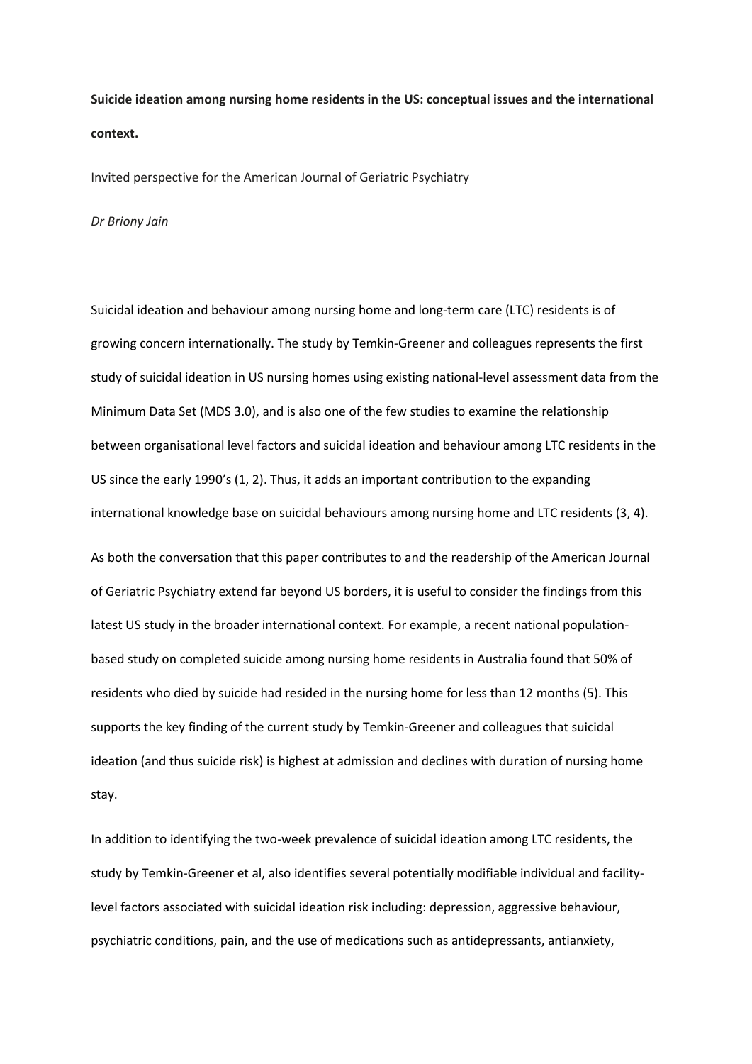**Suicide ideation among nursing home residents in the US: conceptual issues and the international context.**

Invited perspective for the American Journal of Geriatric Psychiatry

*Dr Briony Jain*

Suicidal ideation and behaviour among nursing home and long-term care (LTC) residents is of growing concern internationally. The study by Temkin-Greener and colleagues represents the first study of suicidal ideation in US nursing homes using existing national-level assessment data from the Minimum Data Set (MDS 3.0), and is also one of the few studies to examine the relationship between organisational level factors and suicidal ideation and behaviour among LTC residents in the US since the early 1990's (1, 2). Thus, it adds an important contribution to the expanding international knowledge base on suicidal behaviours among nursing home and LTC residents (3, 4).

As both the conversation that this paper contributes to and the readership of the American Journal of Geriatric Psychiatry extend far beyond US borders, it is useful to consider the findings from this latest US study in the broader international context. For example, a recent national population-based study on completed suicide among nursing home residents in Australia found that 50% of residents who died by suicide had resided in the nursing home for less than 12 months (5). This supports the key finding of the current study by Temkin-Greener and colleagues that suicidal ideation (and thus suicide risk) is highest at admission and declines with duration of nursing home stay.

In addition to identifying the two-week prevalence of suicidal ideation among LTC residents, the study by Temkin-Greener et al, also identifies several potentially modifiable individual and facility-level factors associated with suicidal ideation risk including: depression, aggressive behaviour, psychiatric conditions, pain, and the use of medications such as antidepressants, antianxiety,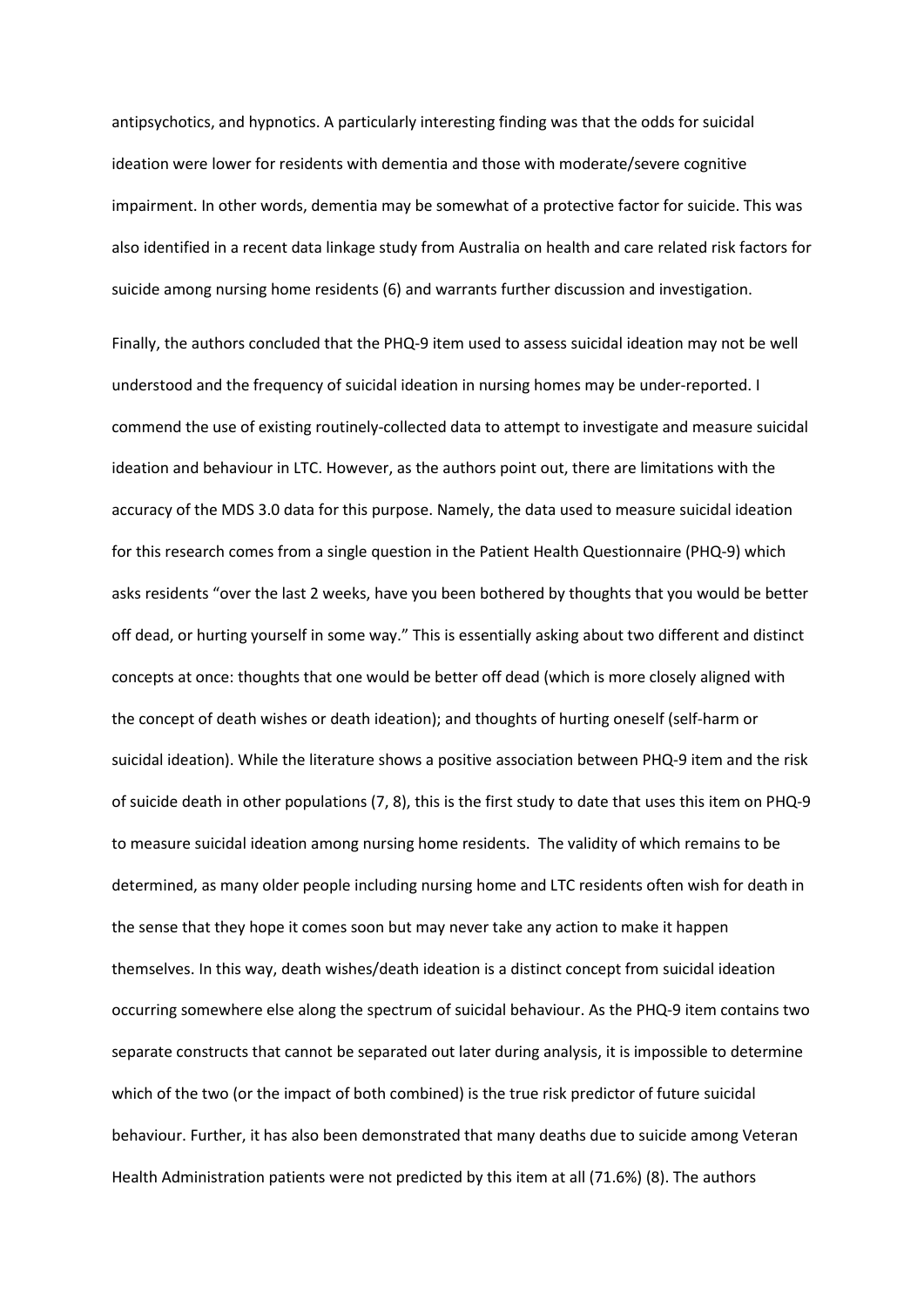antipsychotics, and hypnotics. A particularly interesting finding was that the odds for suicidal ideation were lower for residents with dementia and those with moderate/severe cognitive impairment. In other words, dementia may be somewhat of a protective factor for suicide. This was also identified in a recent data linkage study from Australia on health and care related risk factors for suicide among nursing home residents (6) and warrants further discussion and investigation.

Finally, the authors concluded that the PHQ-9 item used to assess suicidal ideation may not be well understood and the frequency of suicidal ideation in nursing homes may be under-reported. I commend the use of existing routinely-collected data to attempt to investigate and measure suicidal ideation and behaviour in LTC. However, as the authors point out, there are limitations with the accuracy of the MDS 3.0 data for this purpose. Namely, the data used to measure suicidal ideation for this research comes from a single question in the Patient Health Questionnaire (PHQ-9) which asks residents "over the last 2 weeks, have you been bothered by thoughts that you would be better off dead, or hurting yourself in some way." This is essentially asking about two different and distinct concepts at once: thoughts that one would be better off dead (which is more closely aligned with the concept of death wishes or death ideation); and thoughts of hurting oneself (self-harm or suicidal ideation). While the literature shows a positive association between PHQ-9 item and the risk of suicide death in other populations (7, 8), this is the first study to date that uses this item on PHQ-9 to measure suicidal ideation among nursing home residents. The validity of which remains to be determined, as many older people including nursing home and LTC residents often wish for death in the sense that they hope it comes soon but may never take any action to make it happen themselves. In this way, death wishes/death ideation is a distinct concept from suicidal ideation occurring somewhere else along the spectrum of suicidal behaviour. As the PHQ-9 item contains two separate constructs that cannot be separated out later during analysis, it is impossible to determine which of the two (or the impact of both combined) is the true risk predictor of future suicidal behaviour. Further, it has also been demonstrated that many deaths due to suicide among Veteran Health Administration patients were not predicted by this item at all (71.6%) (8). The authors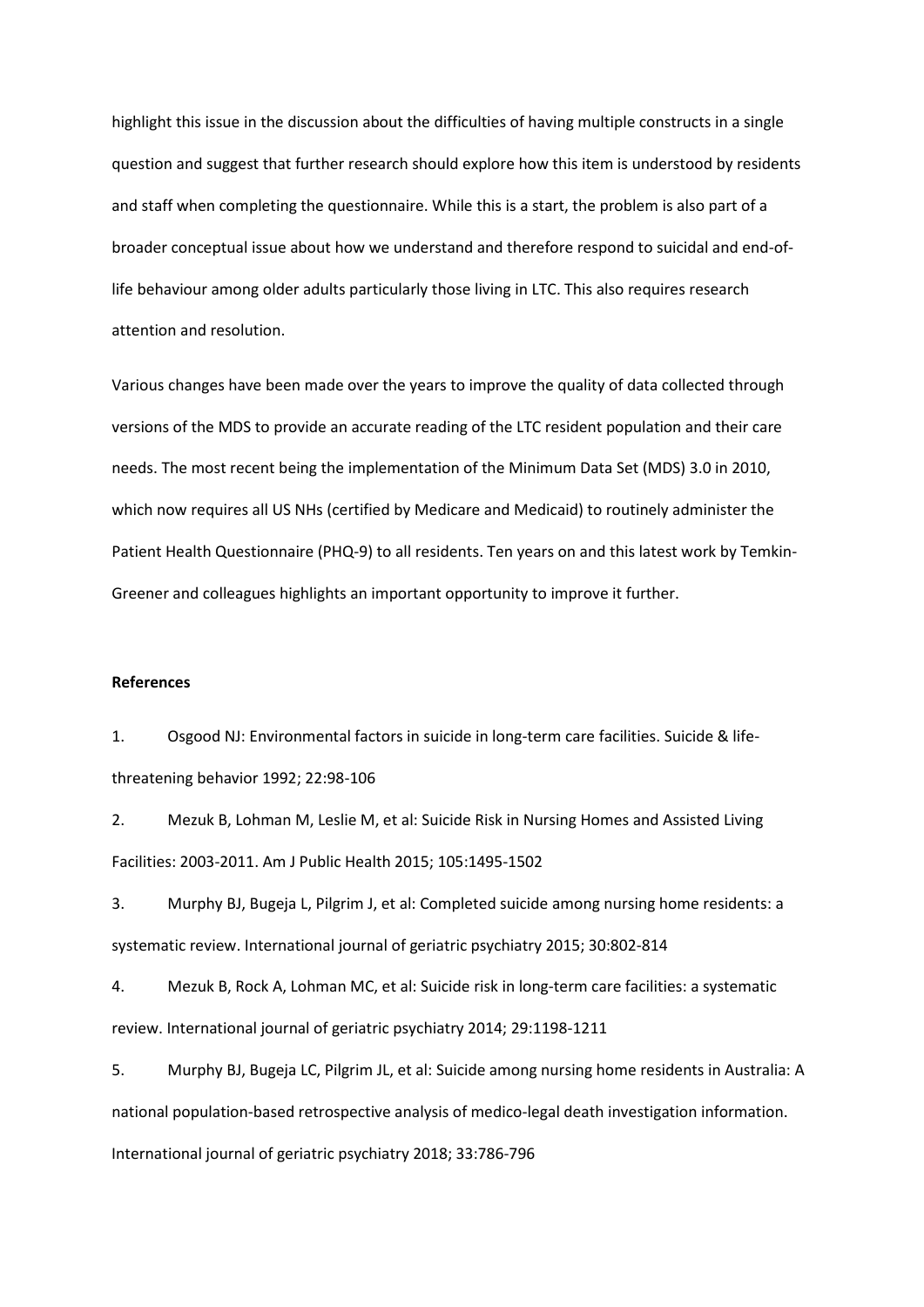highlight this issue in the discussion about the difficulties of having multiple constructs in a single question and suggest that further research should explore how this item is understood by residents and staff when completing the questionnaire. While this is a start, the problem is also part of a broader conceptual issue about how we understand and therefore respond to suicidal and end-of-life behaviour among older adults particularly those living in LTC. This also requires research attention and resolution.

Various changes have been made over the years to improve the quality of data collected through versions of the MDS to provide an accurate reading of the LTC resident population and their care needs. The most recent being the implementation of the Minimum Data Set (MDS) 3.0 in 2010, which now requires all US NHs (certified by Medicare and Medicaid) to routinely administer the Patient Health Questionnaire (PHQ-9) to all residents. Ten years on and this latest work by Temkin-Greener and colleagues highlights an important opportunity to improve it further.

**References**

1. Osgood NJ: Environmental factors in suicide in long-term care facilities. Suicide & life-threatening behavior 1992; 22:98-106
2. Mezuk B, Lohman M, Leslie M, et al: Suicide Risk in Nursing Homes and Assisted Living Facilities: 2003-2011. Am J Public Health 2015; 105:1495-1502
3. Murphy BJ, Bugeja L, Pilgrim J, et al: Completed suicide among nursing home residents: a systematic review. International journal of geriatric psychiatry 2015; 30:802-814
4. Mezuk B, Rock A, Lohman MC, et al: Suicide risk in long-term care facilities: a systematic review. International journal of geriatric psychiatry 2014; 29:1198-1211
5. Murphy BJ, Bugeja LC, Pilgrim JL, et al: Suicide among nursing home residents in Australia: A national population-based retrospective analysis of medico-legal death investigation information. International journal of geriatric psychiatry 2018; 33:786-796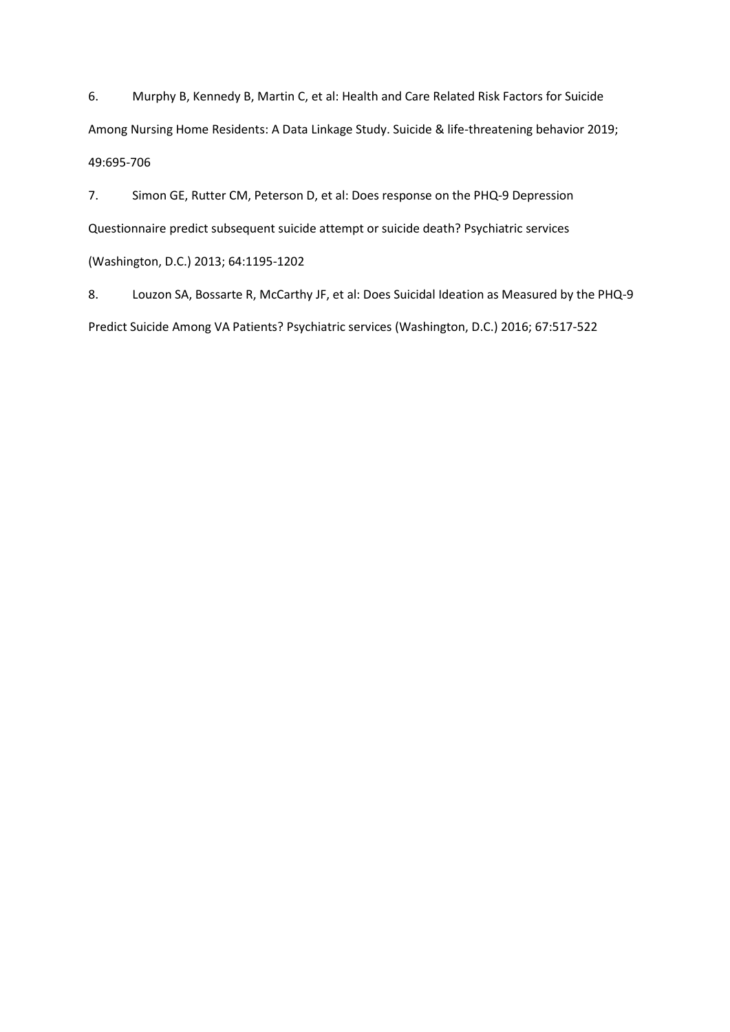6. Murphy B, Kennedy B, Martin C, et al: Health and Care Related Risk Factors for Suicide Among Nursing Home Residents: A Data Linkage Study. Suicide & life-threatening behavior 2019; 49:695-706

7. Simon GE, Rutter CM, Peterson D, et al: Does response on the PHQ-9 Depression Questionnaire predict subsequent suicide attempt or suicide death? Psychiatric services (Washington, D.C.) 2013; 64:1195-1202

8. Louzon SA, Bossarte R, McCarthy JF, et al: Does Suicidal Ideation as Measured by the PHQ-9 Predict Suicide Among VA Patients? Psychiatric services (Washington, D.C.) 2016; 67:517-522